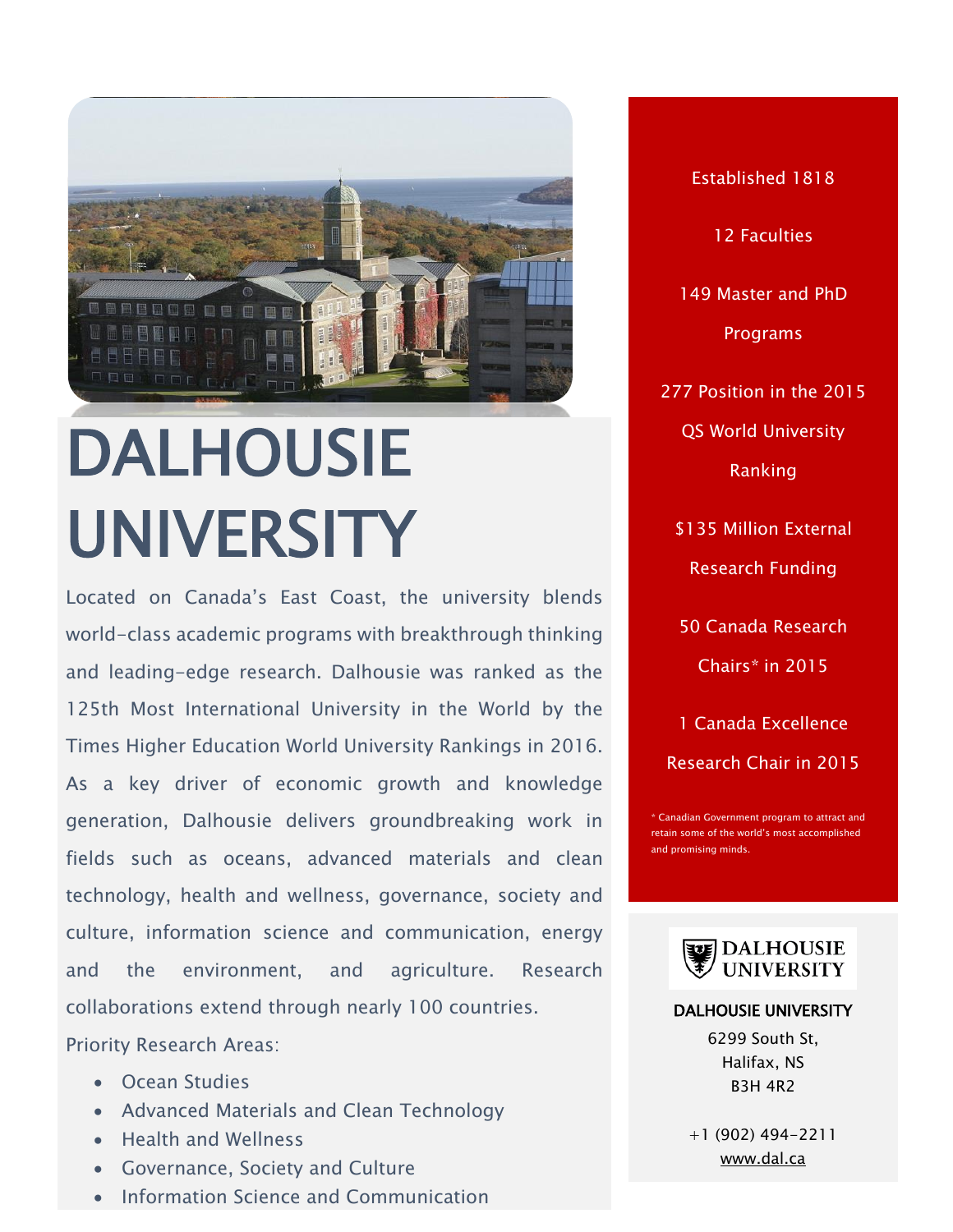# DALHOUSIE UNIVERSITY

Located on Canada's East Coast, the university blends world-class academic programs with breakthrough thinking and leading-edge research. Dalhousie was ranked as the 125th Most International University in the World by the Times Higher Education World University Rankings in 2016. As a key driver of economic growth and knowledge generation, Dalhousie delivers groundbreaking work in fields such as oceans, advanced materials and clean technology, health and wellness, governance, society and culture, information science and communication, energy and the environment, and agriculture. Research collaborations extend through nearly 100 countries.

Priority Research Areas:

- Ocean Studies
- Advanced Materials and Clean Technology
- Health and Wellness
- Governance, Society and Culture
- Information Science and Communication

Established 1818

12 Faculties

149 Master and PhD Programs

277 Position in the 2015 QS World University Ranking

$135 Million External Research Funding

50 Canada Research Chairs* in 2015

1 Canada Excellence Research Chair in 2015

\* Canadian Government program to attract and retain some of the world's most accomplished and promising minds.

DALHOUSIE UNIVERSITY

**DALHOUSIE UNIVERSITY**
6299 South St,
Halifax, NS
B3H 4R2

+1 (902) 494-2211
www.dal.ca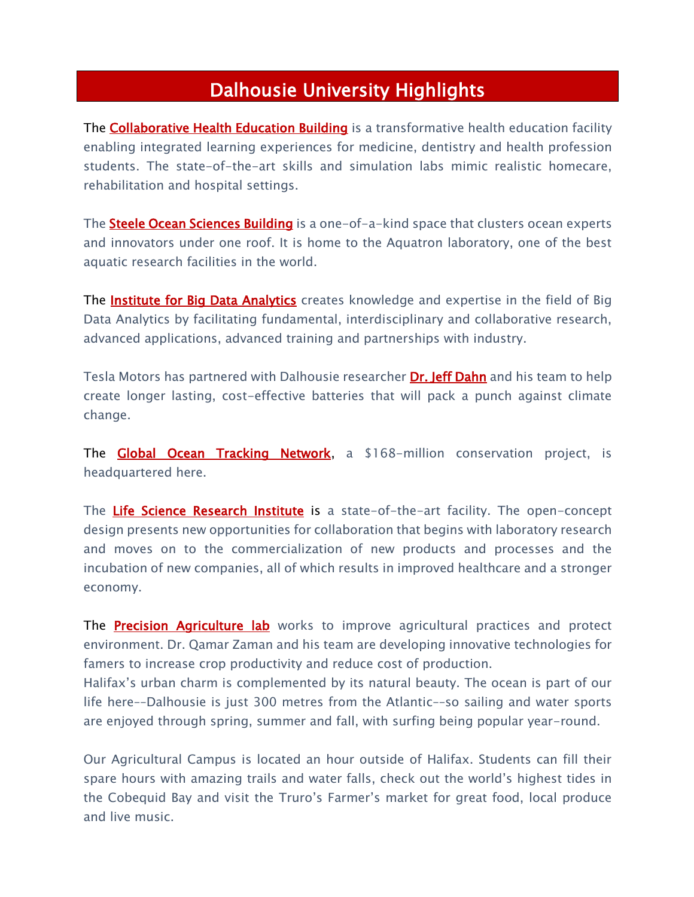# Dalhousie University Highlights

The **Collaborative Health Education Building** is a transformative health education facility enabling integrated learning experiences for medicine, dentistry and health profession students. The state-of-the-art skills and simulation labs mimic realistic homecare, rehabilitation and hospital settings.

The **Steele Ocean Sciences Building** is a one-of-a-kind space that clusters ocean experts and innovators under one roof. It is home to the Aquatron laboratory, one of the best aquatic research facilities in the world.

The **Institute for Big Data Analytics** creates knowledge and expertise in the field of Big Data Analytics by facilitating fundamental, interdisciplinary and collaborative research, advanced applications, advanced training and partnerships with industry.

Tesla Motors has partnered with Dalhousie researcher **Dr. Jeff Dahn** and his team to help create longer lasting, cost-effective batteries that will pack a punch against climate change.

The **Global Ocean Tracking Network**, a $168-million conservation project, is headquartered here.

The **Life Science Research Institute** is a state-of-the-art facility. The open-concept design presents new opportunities for collaboration that begins with laboratory research and moves on to the commercialization of new products and processes and the incubation of new companies, all of which results in improved healthcare and a stronger economy.

The **Precision Agriculture lab** works to improve agricultural practices and protect environment. Dr. Qamar Zaman and his team are developing innovative technologies for famers to increase crop productivity and reduce cost of production.
Halifax's urban charm is complemented by its natural beauty. The ocean is part of our life here--Dalhousie is just 300 metres from the Atlantic--so sailing and water sports are enjoyed through spring, summer and fall, with surfing being popular year-round.

Our Agricultural Campus is located an hour outside of Halifax. Students can fill their spare hours with amazing trails and water falls, check out the world's highest tides in the Cobequid Bay and visit the Truro's Farmer's market for great food, local produce and live music.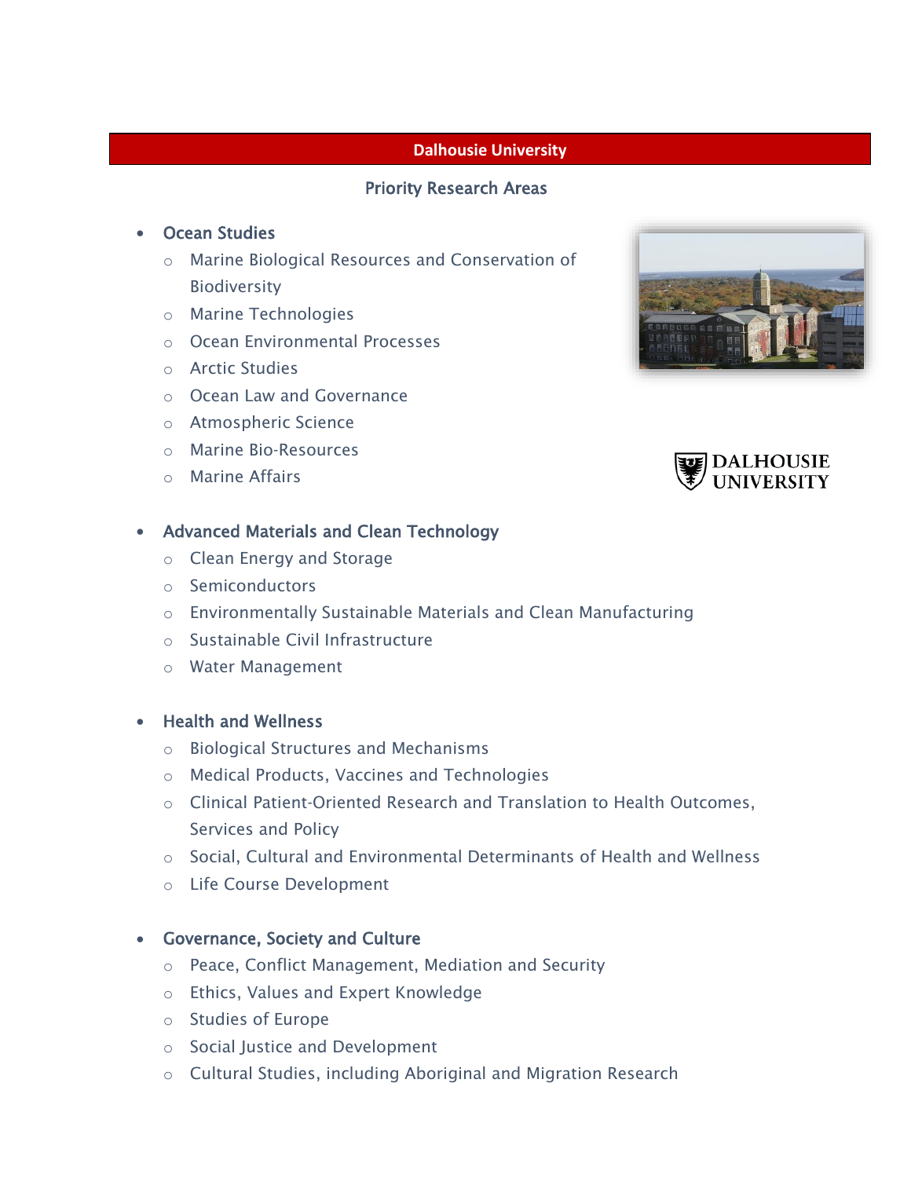## Dalhousie University

### Priority Research Areas

- Ocean Studies
    - Marine Biological Resources and Conservation of Biodiversity
    - Marine Technologies
    - Ocean Environmental Processes
    - Arctic Studies
    - Ocean Law and Governance
    - Atmospheric Science
    - Marine Bio-Resources
    - Marine Affairs

- Advanced Materials and Clean Technology
    - Clean Energy and Storage
    - Semiconductors
    - Environmentally Sustainable Materials and Clean Manufacturing
    - Sustainable Civil Infrastructure
    - Water Management

- Health and Wellness
    - Biological Structures and Mechanisms
    - Medical Products, Vaccines and Technologies
    - Clinical Patient-Oriented Research and Translation to Health Outcomes, Services and Policy
    - Social, Cultural and Environmental Determinants of Health and Wellness
    - Life Course Development

- Governance, Society and Culture
    - Peace, Conflict Management, Mediation and Security
    - Ethics, Values and Expert Knowledge
    - Studies of Europe
    - Social Justice and Development
    - Cultural Studies, including Aboriginal and Migration Research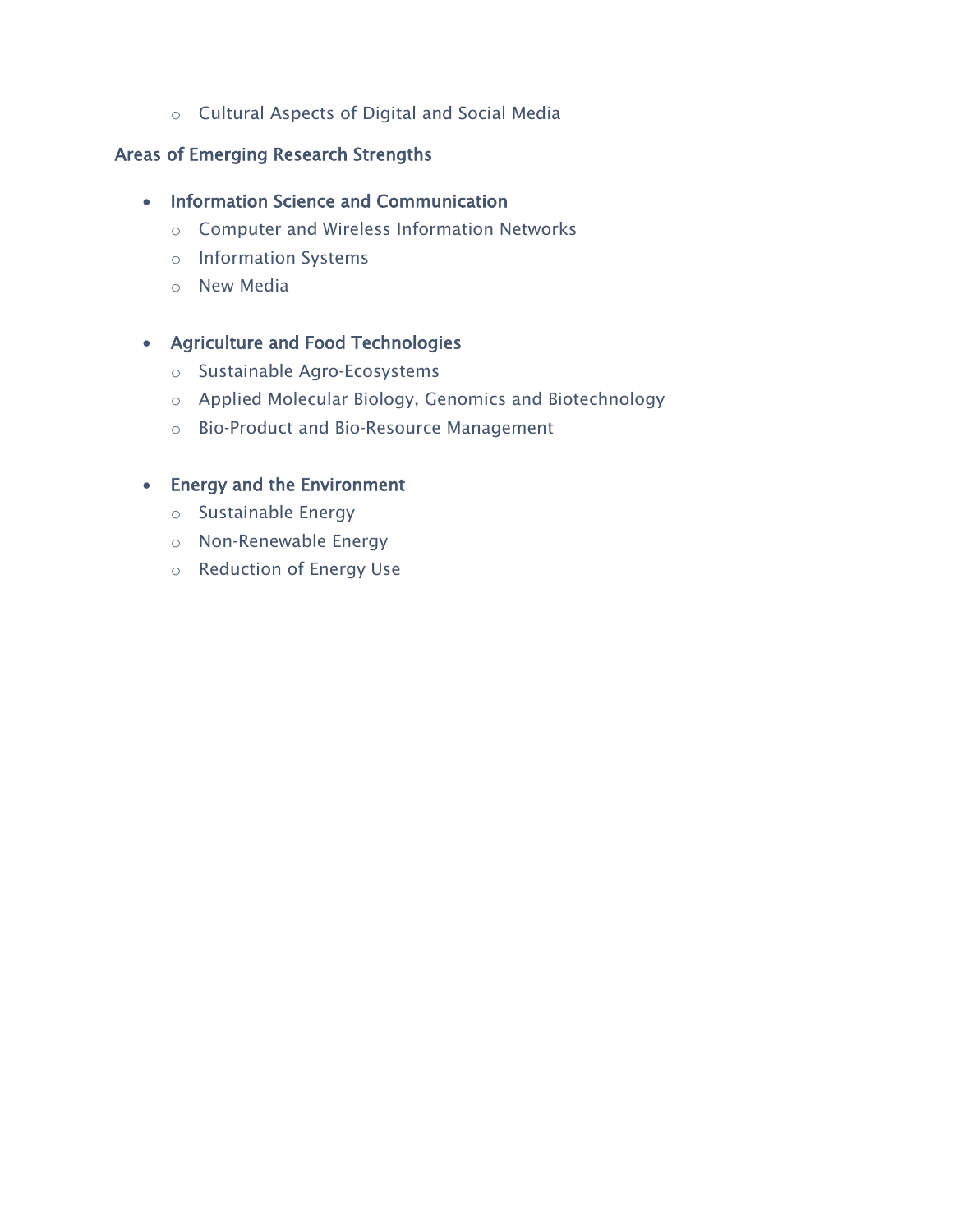- Cultural Aspects of Digital and Social Media

### Areas of Emerging Research Strengths

- **Information Science and Communication**
  - Computer and Wireless Information Networks
  - Information Systems
  - New Media

- **Agriculture and Food Technologies**
  - Sustainable Agro-Ecosystems
  - Applied Molecular Biology, Genomics and Biotechnology
  - Bio-Product and Bio-Resource Management

- **Energy and the Environment**
  - Sustainable Energy
  - Non-Renewable Energy
  - Reduction of Energy Use